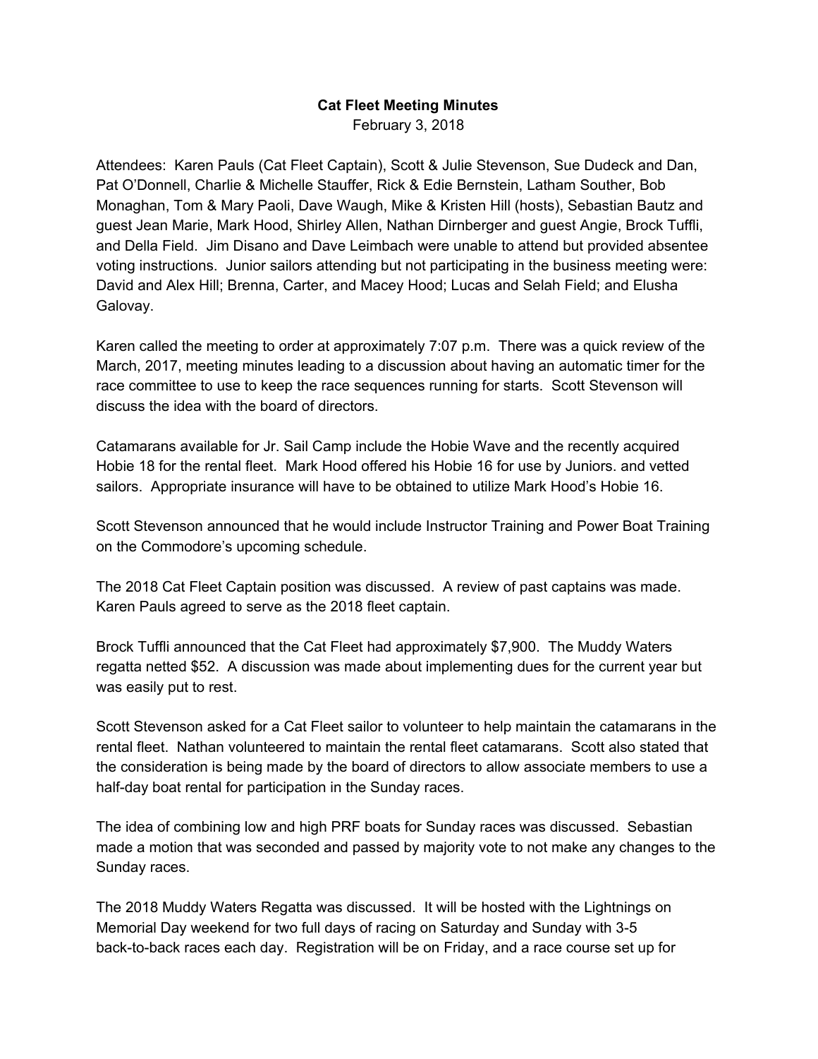**Cat Fleet Meeting Minutes**

February 3, 2018

Attendees: Karen Pauls (Cat Fleet Captain), Scott & Julie Stevenson, Sue Dudeck and Dan, Pat O'Donnell, Charlie & Michelle Stauffer, Rick & Edie Bernstein, Latham Souther, Bob Monaghan, Tom & Mary Paoli, Dave Waugh, Mike & Kristen Hill (hosts), Sebastian Bautz and guest Jean Marie, Mark Hood, Shirley Allen, Nathan Dirnberger and guest Angie, Brock Tuffli, and Della Field. Jim Disano and Dave Leimbach were unable to attend but provided absentee voting instructions. Junior sailors attending but not participating in the business meeting were: David and Alex Hill; Brenna, Carter, and Macey Hood; Lucas and Selah Field; and Elusha Galovay.

Karen called the meeting to order at approximately 7:07 p.m. There was a quick review of the March, 2017, meeting minutes leading to a discussion about having an automatic timer for the race committee to use to keep the race sequences running for starts. Scott Stevenson will discuss the idea with the board of directors.

Catamarans available for Jr. Sail Camp include the Hobie Wave and the recently acquired Hobie 18 for the rental fleet. Mark Hood offered his Hobie 16 for use by Juniors. and vetted sailors. Appropriate insurance will have to be obtained to utilize Mark Hood's Hobie 16.

Scott Stevenson announced that he would include Instructor Training and Power Boat Training on the Commodore's upcoming schedule.

The 2018 Cat Fleet Captain position was discussed. A review of past captains was made. Karen Pauls agreed to serve as the 2018 fleet captain.

Brock Tuffli announced that the Cat Fleet had approximately $7,900. The Muddy Waters regatta netted $52. A discussion was made about implementing dues for the current year but was easily put to rest.

Scott Stevenson asked for a Cat Fleet sailor to volunteer to help maintain the catamarans in the rental fleet. Nathan volunteered to maintain the rental fleet catamarans. Scott also stated that the consideration is being made by the board of directors to allow associate members to use a half-day boat rental for participation in the Sunday races.

The idea of combining low and high PRF boats for Sunday races was discussed. Sebastian made a motion that was seconded and passed by majority vote to not make any changes to the Sunday races.

The 2018 Muddy Waters Regatta was discussed. It will be hosted with the Lightnings on Memorial Day weekend for two full days of racing on Saturday and Sunday with 3-5 back-to-back races each day. Registration will be on Friday, and a race course set up for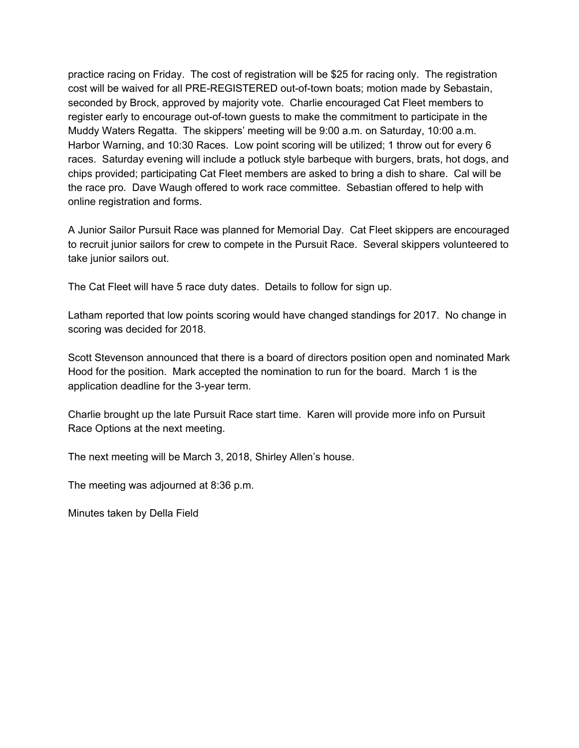practice racing on Friday. The cost of registration will be $25 for racing only. The registration cost will be waived for all PRE-REGISTERED out-of-town boats; motion made by Sebastain, seconded by Brock, approved by majority vote. Charlie encouraged Cat Fleet members to register early to encourage out-of-town guests to make the commitment to participate in the Muddy Waters Regatta. The skippers' meeting will be 9:00 a.m. on Saturday, 10:00 a.m. Harbor Warning, and 10:30 Races. Low point scoring will be utilized; 1 throw out for every 6 races. Saturday evening will include a potluck style barbeque with burgers, brats, hot dogs, and chips provided; participating Cat Fleet members are asked to bring a dish to share. Cal will be the race pro. Dave Waugh offered to work race committee. Sebastian offered to help with online registration and forms.

A Junior Sailor Pursuit Race was planned for Memorial Day. Cat Fleet skippers are encouraged to recruit junior sailors for crew to compete in the Pursuit Race. Several skippers volunteered to take junior sailors out.

The Cat Fleet will have 5 race duty dates. Details to follow for sign up.

Latham reported that low points scoring would have changed standings for 2017. No change in scoring was decided for 2018.

Scott Stevenson announced that there is a board of directors position open and nominated Mark Hood for the position. Mark accepted the nomination to run for the board. March 1 is the application deadline for the 3-year term.

Charlie brought up the late Pursuit Race start time. Karen will provide more info on Pursuit Race Options at the next meeting.

The next meeting will be March 3, 2018, Shirley Allen's house.

The meeting was adjourned at 8:36 p.m.

Minutes taken by Della Field